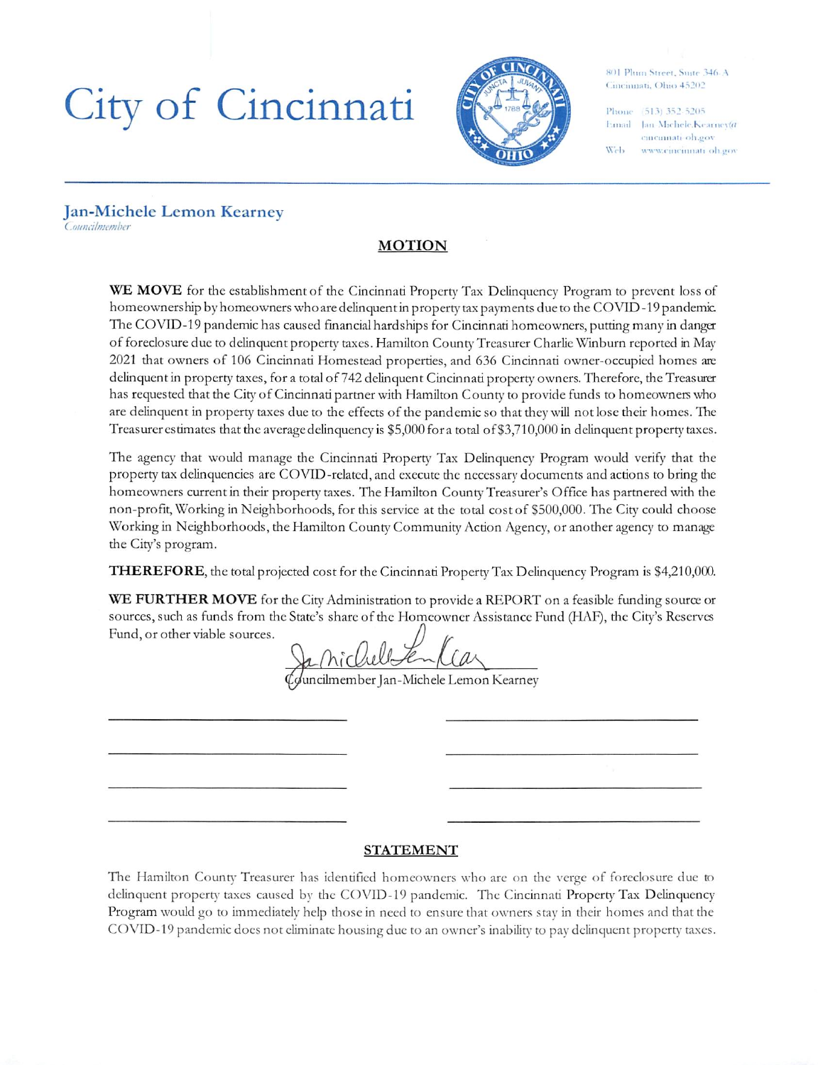# City of Cincinnati

801 Plum Street, Suite 346-A
Cincinnati, Ohio 45202

Phone (513) 352-5205
Email Jan-Michele.Kearney@cincinnati-oh.gov
Web www.cincinnati-oh.gov

**Jan-Michele Lemon Kearney**
*Councilmember*

## MOTION

**WE MOVE** for the establishment of the Cincinnati Property Tax Delinquency Program to prevent loss of homeownership by homeowners who are delinquent in property tax payments due to the COVID-19 pandemic. The COVID-19 pandemic has caused financial hardships for Cincinnati homeowners, putting many in danger of foreclosure due to delinquent property taxes. Hamilton County Treasurer Charlie Winburn reported in May 2021 that owners of 106 Cincinnati Homestead properties, and 636 Cincinnati owner-occupied homes are delinquent in property taxes, for a total of 742 delinquent Cincinnati property owners. Therefore, the Treasurer has requested that the City of Cincinnati partner with Hamilton County to provide funds to homeowners who are delinquent in property taxes due to the effects of the pandemic so that they will not lose their homes. The Treasurer estimates that the average delinquency is $5,000 for a total of $3,710,000 in delinquent property taxes.

The agency that would manage the Cincinnati Property Tax Delinquency Program would verify that the property tax delinquencies are COVID-related, and execute the necessary documents and actions to bring the homeowners current in their property taxes. The Hamilton County Treasurer's Office has partnered with the non-profit, Working in Neighborhoods, for this service at the total cost of $500,000. The City could choose Working in Neighborhoods, the Hamilton County Community Action Agency, or another agency to manage the City's program.

**THEREFORE**, the total projected cost for the Cincinnati Property Tax Delinquency Program is $4,210,000.

**WE FURTHER MOVE** for the City Administration to provide a REPORT on a feasible funding source or sources, such as funds from the State's share of the Homeowner Assistance Fund (HAF), the City's Reserves Fund, or other viable sources.

Councilmember Jan-Michele Lemon Kearney

## STATEMENT

The Hamilton County Treasurer has identified homeowners who are on the verge of foreclosure due to delinquent property taxes caused by the COVID-19 pandemic. The Cincinnati Property Tax Delinquency Program would go to immediately help those in need to ensure that owners stay in their homes and that the COVID-19 pandemic does not eliminate housing due to an owner's inability to pay delinquent property taxes.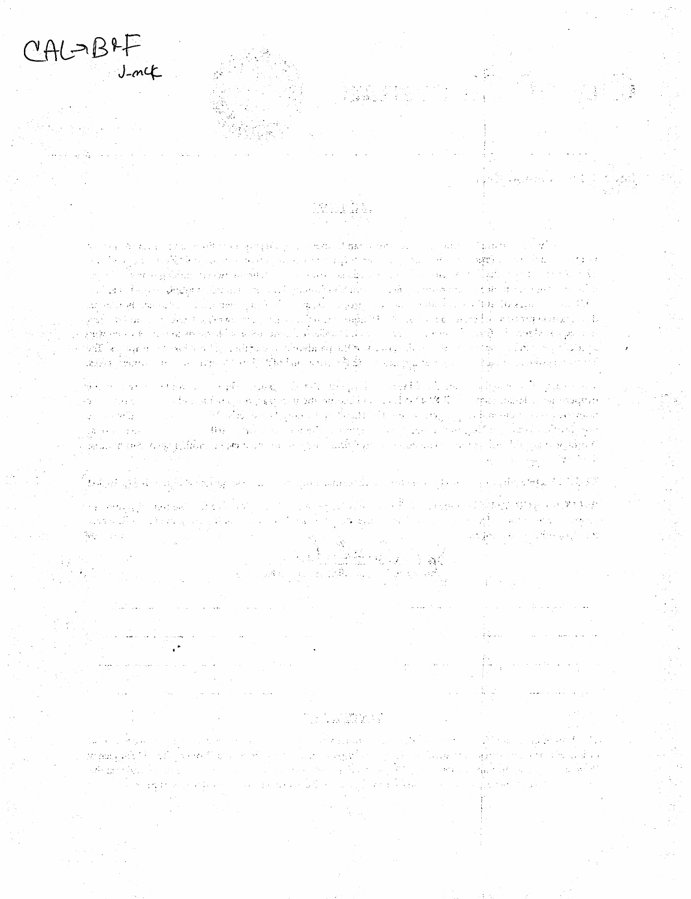CAL→B&F
J-mck